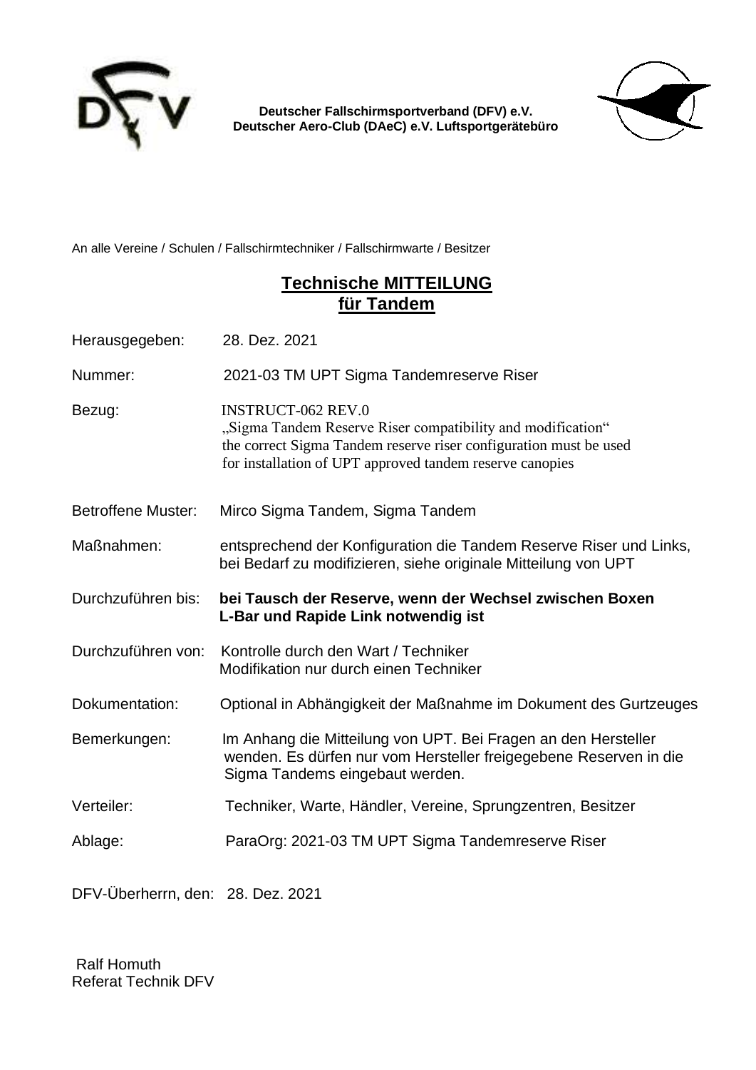**Deutscher Fallschirmsportverband (DFV) e.V.**
**Deutscher Aero-Club (DAeC) e.V. Luftsportgerätebüro**

An alle Vereine / Schulen / Fallschirmtechniker / Fallschirmwarte / Besitzer

# Technische MITTEILUNG für Tandem

| | |
|---|---|
| Herausgegeben: | 28. Dez. 2021 |
| Nummer: | 2021-03 TM UPT Sigma Tandemreserve Riser |
| Bezug: | INSTRUCT-062 REV.0<br>„Sigma Tandem Reserve Riser compatibility and modification"<br>the correct Sigma Tandem reserve riser configuration must be used for installation of UPT approved tandem reserve canopies |
| Betroffene Muster: | Mirco Sigma Tandem, Sigma Tandem |
| Maßnahmen: | entsprechend der Konfiguration die Tandem Reserve Riser und Links, bei Bedarf zu modifizieren, siehe originale Mitteilung von UPT |
| Durchzuführen bis: | **bei Tausch der Reserve, wenn der Wechsel zwischen Boxen L-Bar und Rapide Link notwendig ist** |
| Durchzuführen von: | Kontrolle durch den Wart / Techniker<br>Modifikation nur durch einen Techniker |
| Dokumentation: | Optional in Abhängigkeit der Maßnahme im Dokument des Gurtzeuges |
| Bemerkungen: | Im Anhang die Mitteilung von UPT. Bei Fragen an den Hersteller wenden. Es dürfen nur vom Hersteller freigegebene Reserven in die Sigma Tandems eingebaut werden. |
| Verteiler: | Techniker, Warte, Händler, Vereine, Sprungzentren, Besitzer |
| Ablage: | ParaOrg: 2021-03 TM UPT Sigma Tandemreserve Riser |

DFV-Überherrn, den: 28. Dez. 2021

Ralf Homuth
Referat Technik DFV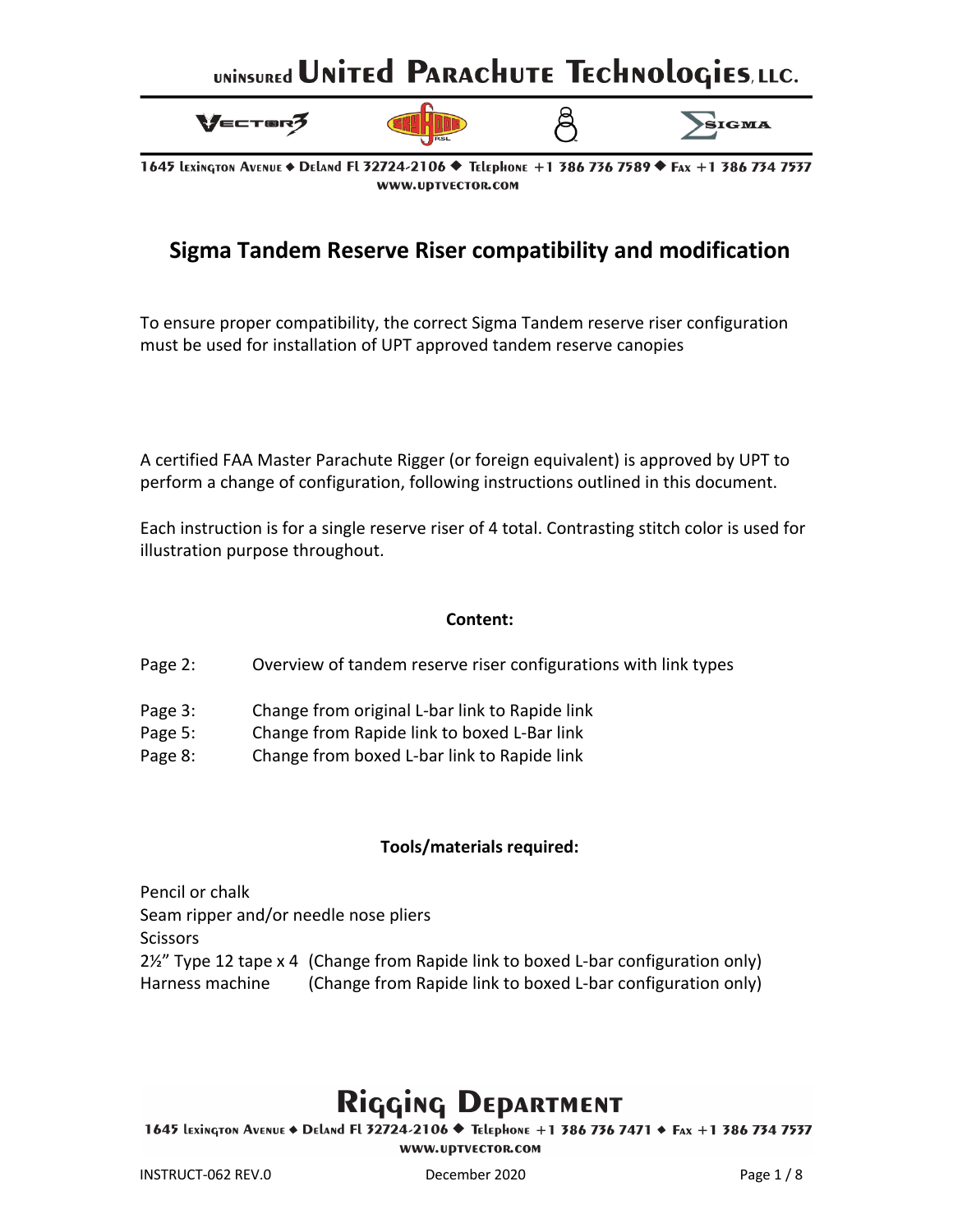# Sigma Tandem Reserve Riser compatibility and modification

To ensure proper compatibility, the correct Sigma Tandem reserve riser configuration must be used for installation of UPT approved tandem reserve canopies

A certified FAA Master Parachute Rigger (or foreign equivalent) is approved by UPT to perform a change of configuration, following instructions outlined in this document.

Each instruction is for a single reserve riser of 4 total. Contrasting stitch color is used for illustration purpose throughout.

**Content:**

| | |
|---|---|
| Page 2: | Overview of tandem reserve riser configurations with link types |
| Page 3: | Change from original L-bar link to Rapide link |
| Page 5: | Change from Rapide link to boxed L-Bar link |
| Page 8: | Change from boxed L-bar link to Rapide link |

**Tools/materials required:**

Pencil or chalk
Seam ripper and/or needle nose pliers
Scissors
2½" Type 12 tape x 4 (Change from Rapide link to boxed L-bar configuration only)
Harness machine (Change from Rapide link to boxed L-bar configuration only)

INSTRUCT-062 REV.0 December 2020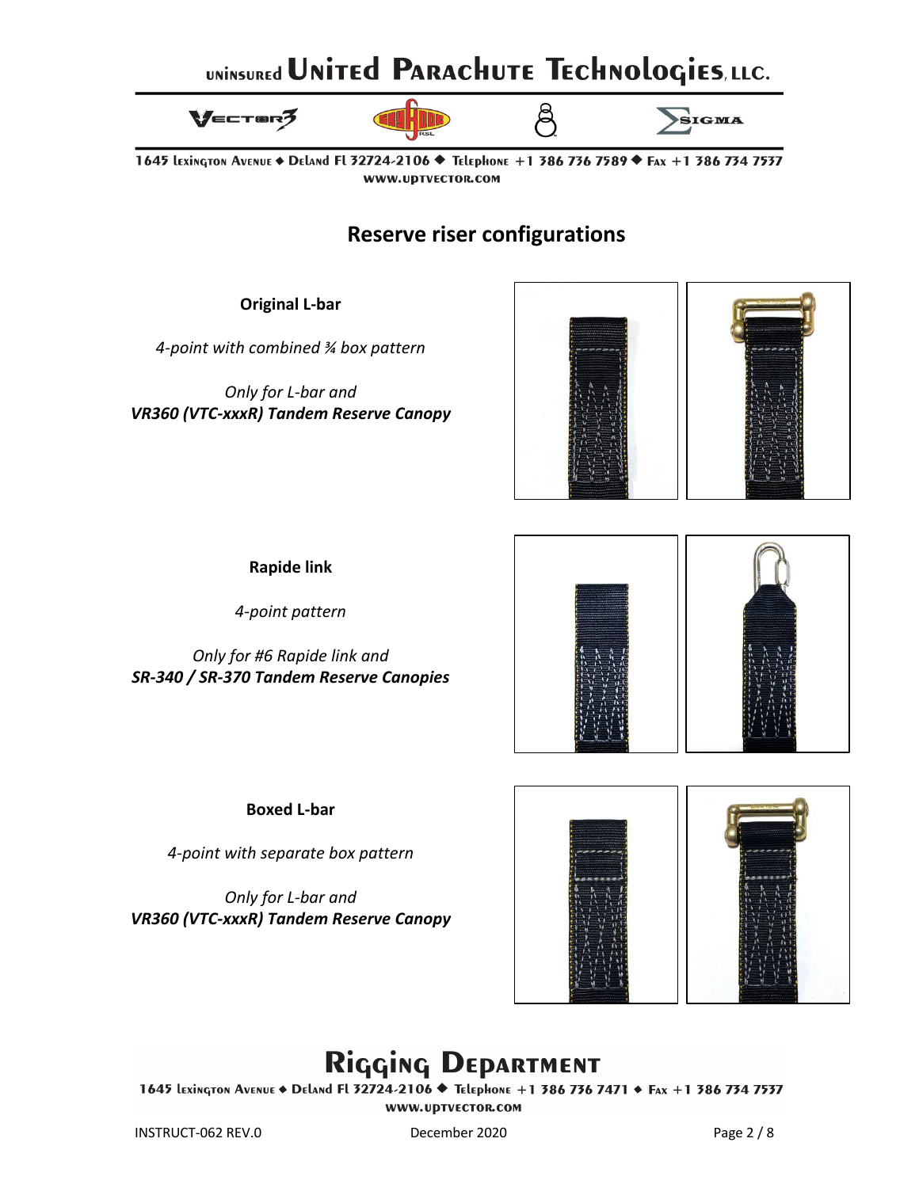## Reserve riser configurations

**Original L-bar**

*4-point with combined ¾ box pattern*

*Only for L-bar and*
***VR360 (VTC-xxxR) Tandem Reserve Canopy***

**Rapide link**

*4-point pattern*

*Only for #6 Rapide link and*
***SR-340 / SR-370 Tandem Reserve Canopies***

**Boxed L-bar**

*4-point with separate box pattern*

*Only for L-bar and*
***VR360 (VTC-xxxR) Tandem Reserve Canopy***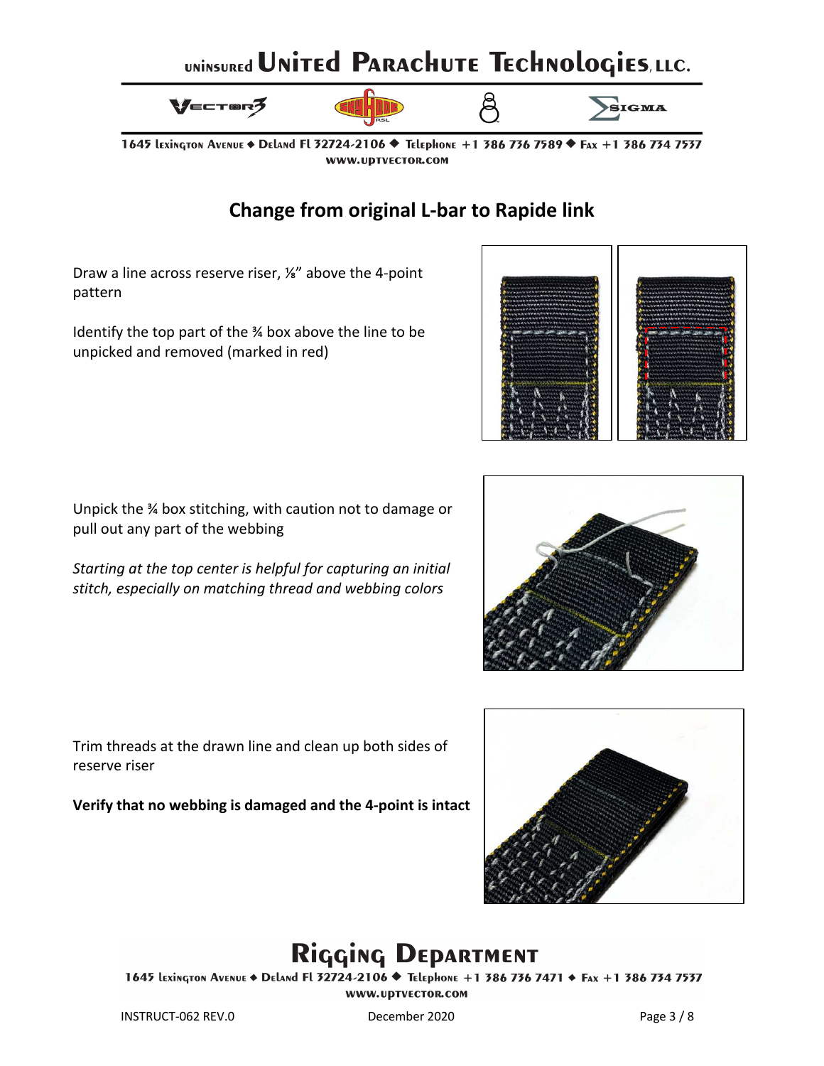## Change from original L-bar to Rapide link

Draw a line across reserve riser, ⅛" above the 4-point pattern

Identify the top part of the ¾ box above the line to be unpicked and removed (marked in red)

Unpick the ¾ box stitching, with caution not to damage or pull out any part of the webbing

*Starting at the top center is helpful for capturing an initial stitch, especially on matching thread and webbing colors*

Trim threads at the drawn line and clean up both sides of reserve riser

**Verify that no webbing is damaged and the 4-point is intact**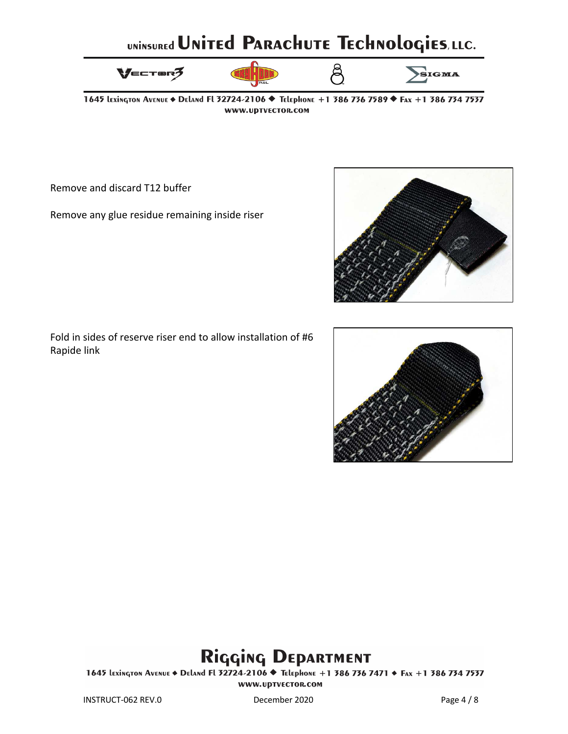Remove and discard T12 buffer

Remove any glue residue remaining inside riser

Fold in sides of reserve riser end to allow installation of #6 Rapide link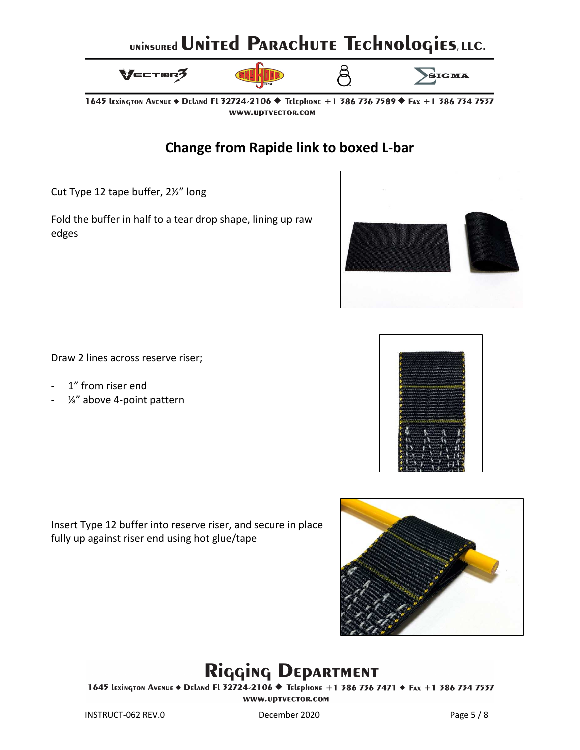## Change from Rapide link to boxed L-bar

Cut Type 12 tape buffer, 2½" long

Fold the buffer in half to a tear drop shape, lining up raw edges

Draw 2 lines across reserve riser;

- 1" from riser end
- ⅛" above 4-point pattern

Insert Type 12 buffer into reserve riser, and secure in place fully up against riser end using hot glue/tape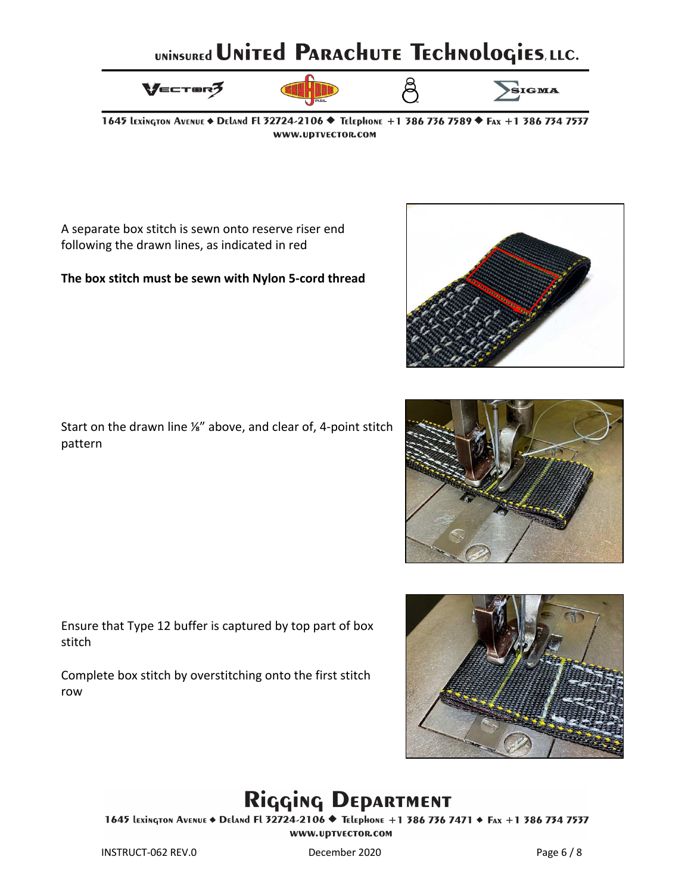A separate box stitch is sewn onto reserve riser end following the drawn lines, as indicated in red

**The box stitch must be sewn with Nylon 5-cord thread**

Start on the drawn line ⅛" above, and clear of, 4-point stitch pattern

Ensure that Type 12 buffer is captured by top part of box stitch

Complete box stitch by overstitching onto the first stitch row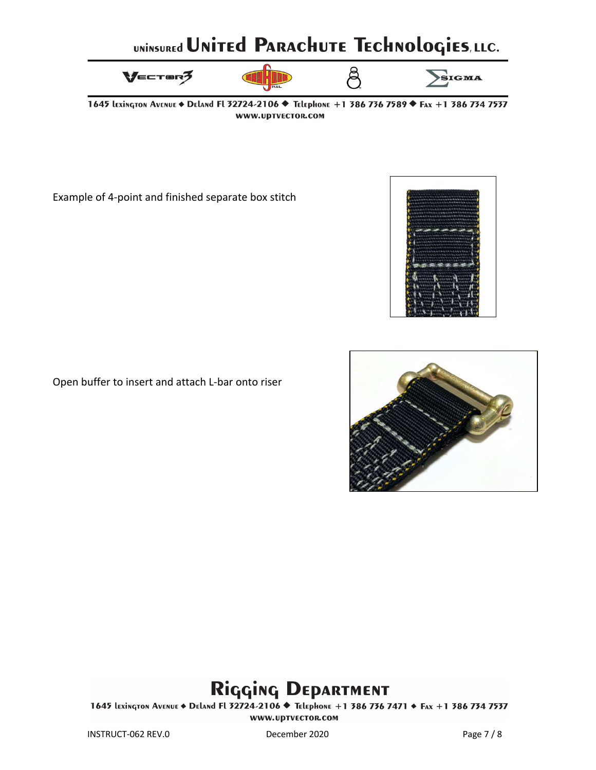Example of 4-point and finished separate box stitch

Open buffer to insert and attach L-bar onto riser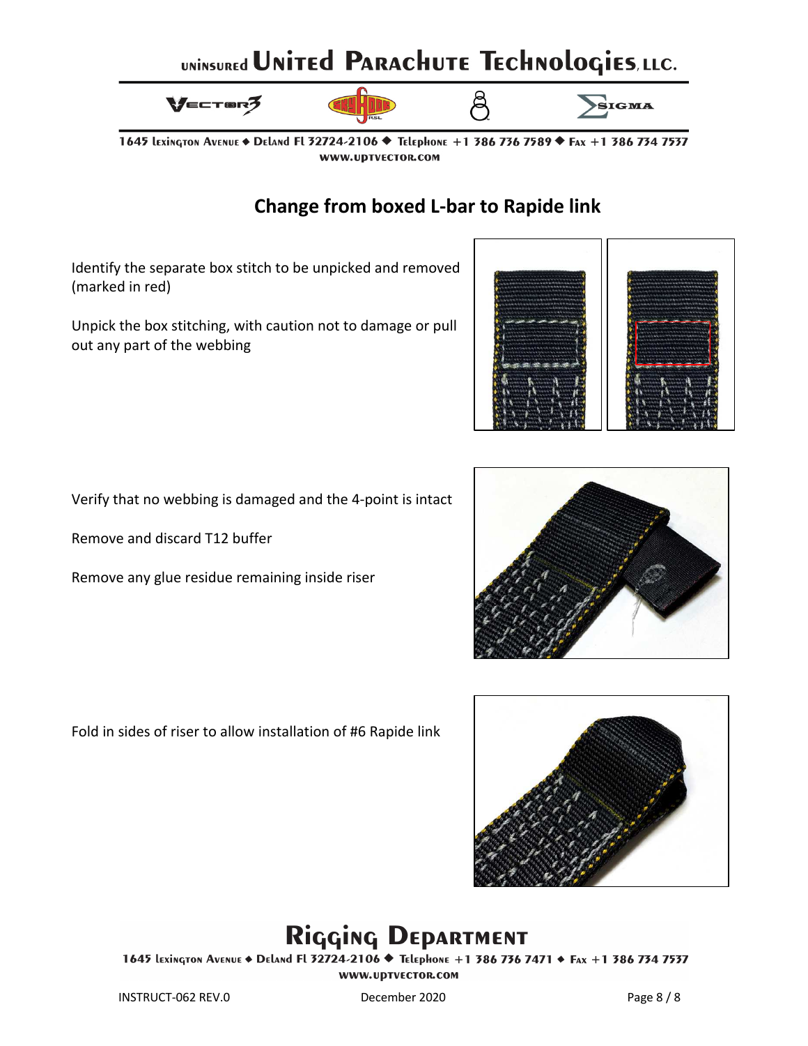## Change from boxed L-bar to Rapide link

Identify the separate box stitch to be unpicked and removed (marked in red)

Unpick the box stitching, with caution not to damage or pull out any part of the webbing

Verify that no webbing is damaged and the 4-point is intact

Remove and discard T12 buffer

Remove any glue residue remaining inside riser

Fold in sides of riser to allow installation of #6 Rapide link